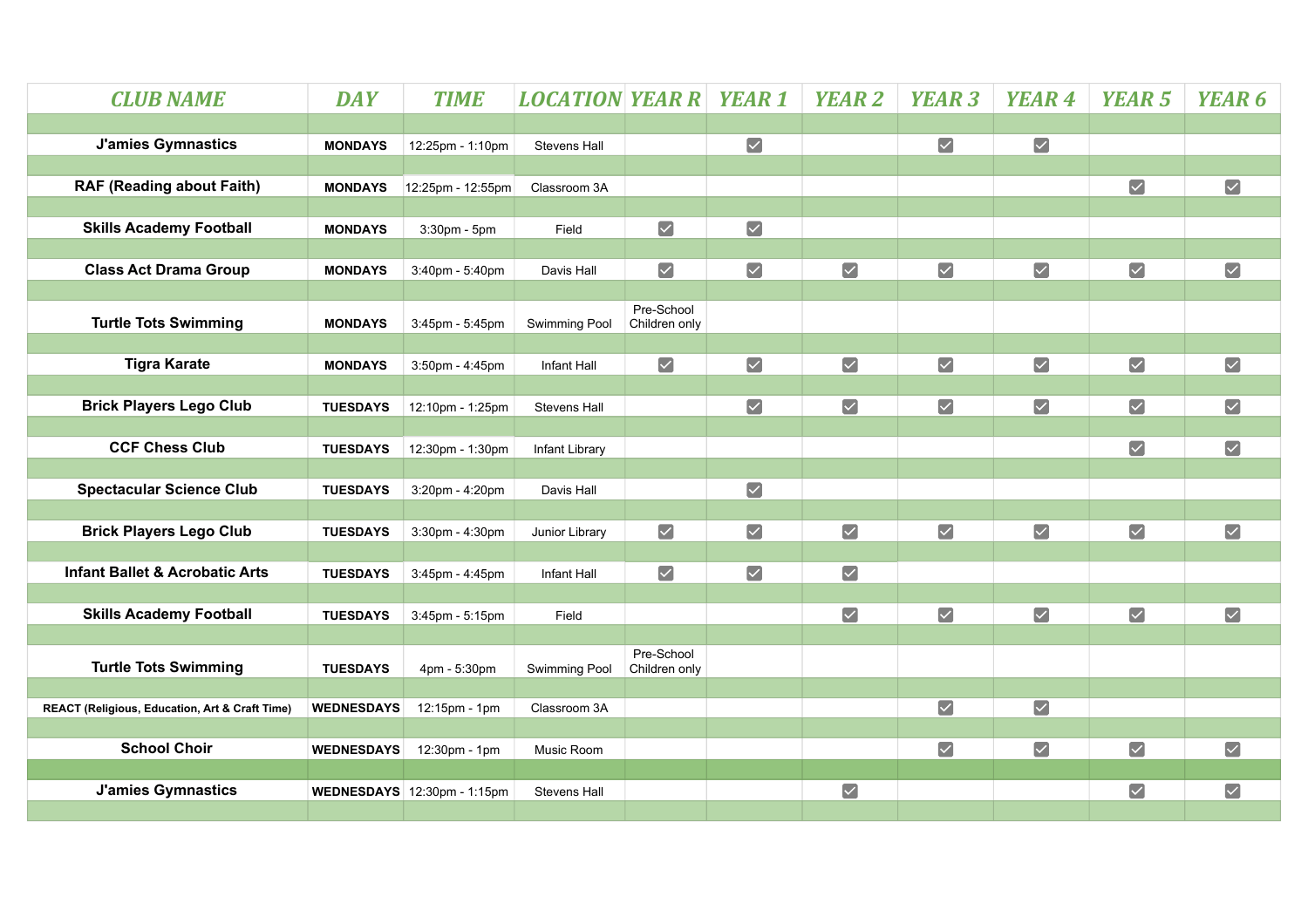| CLUB NAME | DAY | TIME | LOCATION | YEAR R | YEAR 1 | YEAR 2 | YEAR 3 | YEAR 4 | YEAR 5 | YEAR 6 |
|---|---|---|---|---|---|---|---|---|---|---|
| **J'amies Gymnastics** | **MONDAYS** | 12:25pm - 1:10pm | Stevens Hall | | ☑ | | ☑ | ☑ | | |
| **RAF (Reading about Faith)** | **MONDAYS** | 12:25pm - 12:55pm | Classroom 3A | | | | | | ☑ | ☑ |
| **Skills Academy Football** | **MONDAYS** | 3:30pm - 5pm | Field | ☑ | ☑ | | | | | |
| **Class Act Drama Group** | **MONDAYS** | 3:40pm - 5:40pm | Davis Hall | ☑ | ☑ | ☑ | ☑ | ☑ | ☑ | ☑ |
| **Turtle Tots Swimming** | **MONDAYS** | 3:45pm - 5:45pm | Swimming Pool | Pre-School Children only | | | | | | |
| **Tigra Karate** | **MONDAYS** | 3:50pm - 4:45pm | Infant Hall | ☑ | ☑ | ☑ | ☑ | ☑ | ☑ | ☑ |
| **Brick Players Lego Club** | **TUESDAYS** | 12:10pm - 1:25pm | Stevens Hall | | ☑ | ☑ | ☑ | ☑ | ☑ | ☑ |
| **CCF Chess Club** | **TUESDAYS** | 12:30pm - 1:30pm | Infant Library | | | | | | ☑ | ☑ |
| **Spectacular Science Club** | **TUESDAYS** | 3:20pm - 4:20pm | Davis Hall | | ☑ | | | | | |
| **Brick Players Lego Club** | **TUESDAYS** | 3:30pm - 4:30pm | Junior Library | ☑ | ☑ | ☑ | ☑ | ☑ | ☑ | ☑ |
| **Infant Ballet & Acrobatic Arts** | **TUESDAYS** | 3:45pm - 4:45pm | Infant Hall | ☑ | ☑ | ☑ | | | | |
| **Skills Academy Football** | **TUESDAYS** | 3:45pm - 5:15pm | Field | | | ☑ | ☑ | ☑ | ☑ | ☑ |
| **Turtle Tots Swimming** | **TUESDAYS** | 4pm - 5:30pm | Swimming Pool | Pre-School Children only | | | | | | |
| **REACT (Religious, Education, Art & Craft Time)** | **WEDNESDAYS** | 12:15pm - 1pm | Classroom 3A | | | | ☑ | ☑ | | |
| **School Choir** | **WEDNESDAYS** | 12:30pm - 1pm | Music Room | | | | ☑ | ☑ | ☑ | ☑ |
| **J'amies Gymnastics** | **WEDNESDAYS** | 12:30pm - 1:15pm | Stevens Hall | | | ☑ | | | ☑ | ☑ |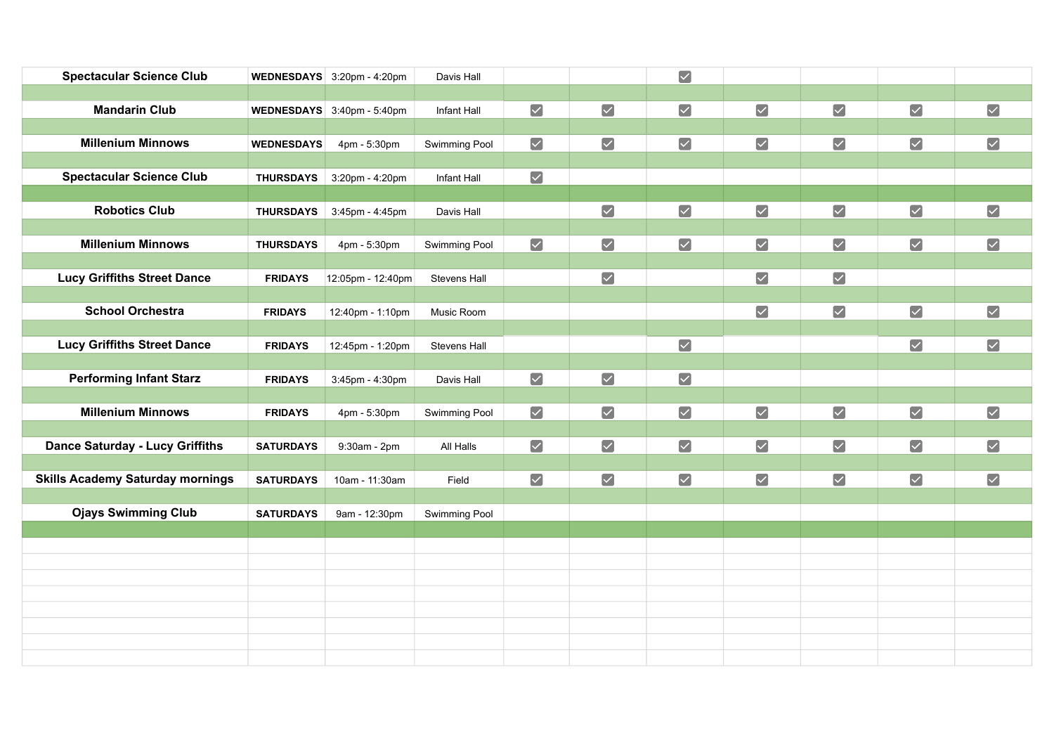| | | | | | | | | | | |
|---|---|---|---|---|---|---|---|---|---|---|
| **Spectacular Science Club** | **WEDNESDAYS** | 3:20pm - 4:20pm | Davis Hall | | | ☑ | | | | |
| **Mandarin Club** | **WEDNESDAYS** | 3:40pm - 5:40pm | Infant Hall | ☑ | ☑ | ☑ | ☑ | ☑ | ☑ | ☑ |
| **Millenium Minnows** | **WEDNESDAYS** | 4pm - 5:30pm | Swimming Pool | ☑ | ☑ | ☑ | ☑ | ☑ | ☑ | ☑ |
| **Spectacular Science Club** | **THURSDAYS** | 3:20pm - 4:20pm | Infant Hall | ☑ | | | | | | |
| **Robotics Club** | **THURSDAYS** | 3:45pm - 4:45pm | Davis Hall | | ☑ | ☑ | ☑ | ☑ | ☑ | ☑ |
| **Millenium Minnows** | **THURSDAYS** | 4pm - 5:30pm | Swimming Pool | ☑ | ☑ | ☑ | ☑ | ☑ | ☑ | ☑ |
| **Lucy Griffiths Street Dance** | **FRIDAYS** | 12:05pm - 12:40pm | Stevens Hall | | ☑ | | ☑ | ☑ | | |
| **School Orchestra** | **FRIDAYS** | 12:40pm - 1:10pm | Music Room | | | | ☑ | ☑ | ☑ | ☑ |
| **Lucy Griffiths Street Dance** | **FRIDAYS** | 12:45pm - 1:20pm | Stevens Hall | | | ☑ | | | ☑ | ☑ |
| **Performing Infant Starz** | **FRIDAYS** | 3:45pm - 4:30pm | Davis Hall | ☑ | ☑ | ☑ | | | | |
| **Millenium Minnows** | **FRIDAYS** | 4pm - 5:30pm | Swimming Pool | ☑ | ☑ | ☑ | ☑ | ☑ | ☑ | ☑ |
| **Dance Saturday - Lucy Griffiths** | **SATURDAYS** | 9:30am - 2pm | All Halls | ☑ | ☑ | ☑ | ☑ | ☑ | ☑ | ☑ |
| **Skills Academy Saturday mornings** | **SATURDAYS** | 10am - 11:30am | Field | ☑ | ☑ | ☑ | ☑ | ☑ | ☑ | ☑ |
| **Ojays Swimming Club** | **SATURDAYS** | 9am - 12:30pm | Swimming Pool | | | | | | | |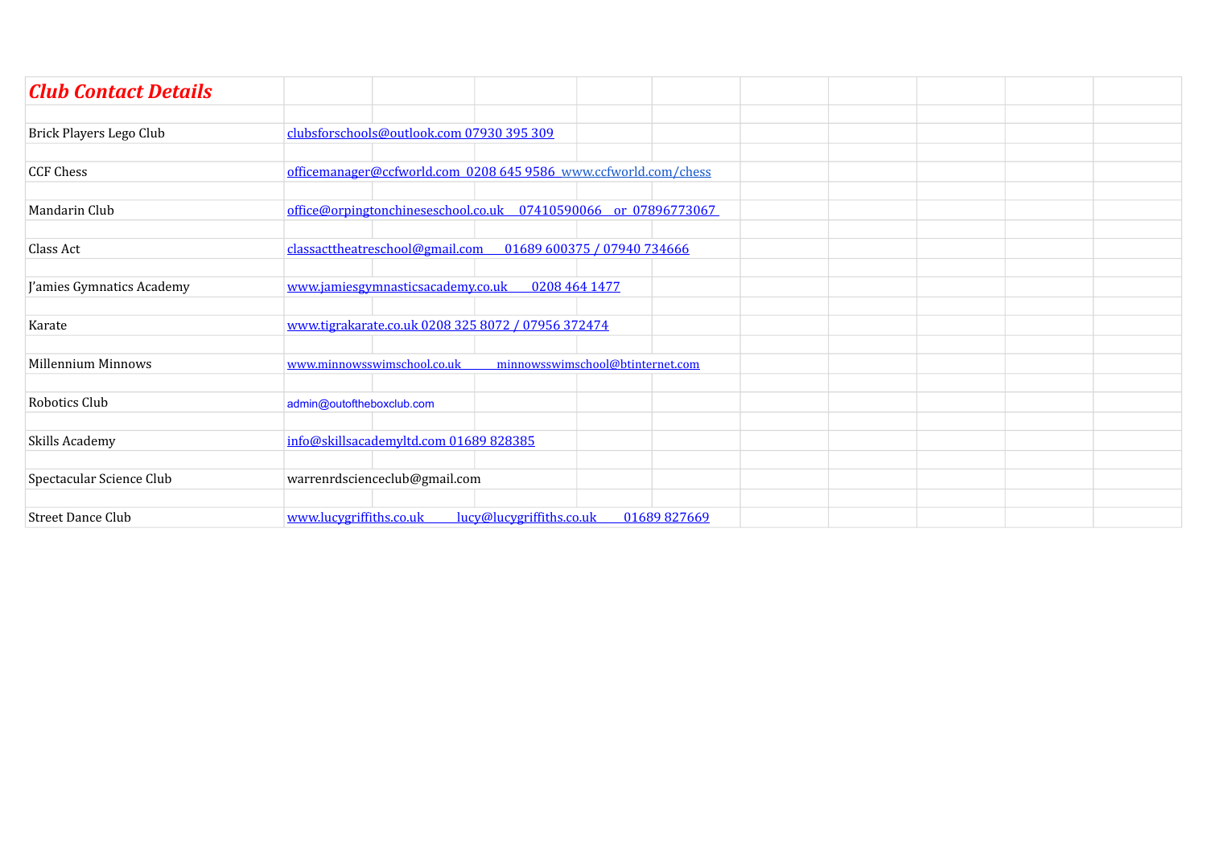## *Club Contact Details*

| | |
|---|---|
| Brick Players Lego Club | clubsforschools@outlook.com 07930 395 309 |
| CCF Chess | officemanager@ccfworld.com 0208 645 9586 www.ccfworld.com/chess |
| Mandarin Club | office@orpingtonchineseschool.co.uk 07410590066 or 07896773067 |
| Class Act | classacttheatreschool@gmail.com 01689 600375 / 07940 734666 |
| J'amies Gymnatics Academy | www.jamiesgymnasticsacademy.co.uk 0208 464 1477 |
| Karate | www.tigrakarate.co.uk 0208 325 8072 / 07956 372474 |
| Millennium Minnows | www.minnowsswimschool.co.uk minnowsswimschool@btinternet.com |
| Robotics Club | admin@outoftheboxclub.com |
| Skills Academy | info@skillsacademyltd.com 01689 828385 |
| Spectacular Science Club | warrenrdscienceclub@gmail.com |
| Street Dance Club | www.lucygriffiths.co.uk lucy@lucygriffiths.co.uk 01689 827669 |